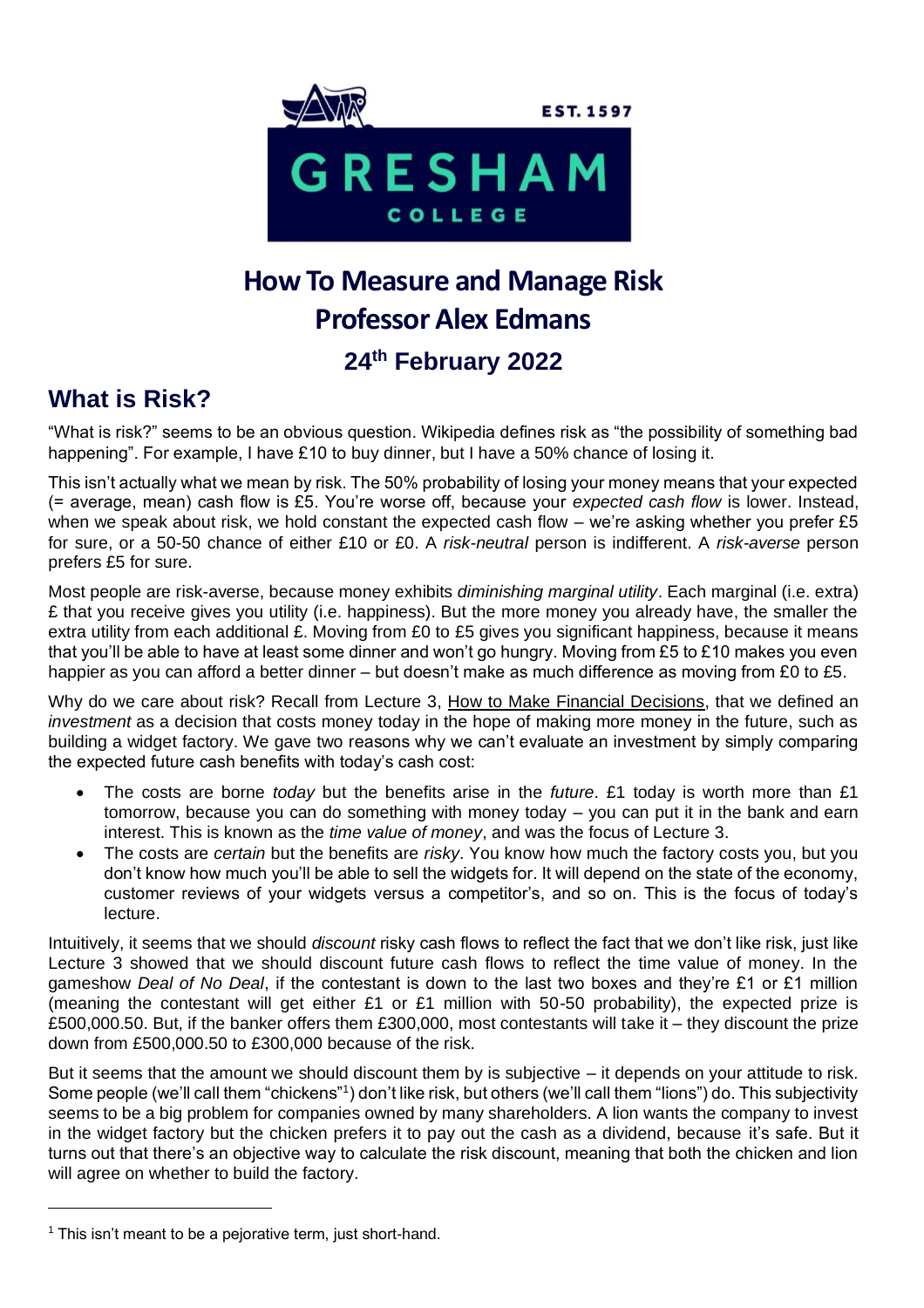# How To Measure and Manage Risk

## Professor Alex Edmans

### 24th February 2022

## What is Risk?

"What is risk?" seems to be an obvious question. Wikipedia defines risk as "the possibility of something bad happening". For example, I have £10 to buy dinner, but I have a 50% chance of losing it.

This isn't actually what we mean by risk. The 50% probability of losing your money means that your expected (= average, mean) cash flow is £5. You're worse off, because your *expected cash flow* is lower. Instead, when we speak about risk, we hold constant the expected cash flow – we're asking whether you prefer £5 for sure, or a 50-50 chance of either £10 or £0. A *risk-neutral* person is indifferent. A *risk-averse* person prefers £5 for sure.

Most people are risk-averse, because money exhibits *diminishing marginal utility*. Each marginal (i.e. extra) £ that you receive gives you utility (i.e. happiness). But the more money you already have, the smaller the extra utility from each additional £. Moving from £0 to £5 gives you significant happiness, because it means that you'll be able to have at least some dinner and won't go hungry. Moving from £5 to £10 makes you even happier as you can afford a better dinner – but doesn't make as much difference as moving from £0 to £5.

Why do we care about risk? Recall from Lecture 3, How to Make Financial Decisions, that we defined an *investment* as a decision that costs money today in the hope of making more money in the future, such as building a widget factory. We gave two reasons why we can't evaluate an investment by simply comparing the expected future cash benefits with today's cash cost:

- The costs are borne *today* but the benefits arise in the *future*. £1 today is worth more than £1 tomorrow, because you can do something with money today – you can put it in the bank and earn interest. This is known as the *time value of money*, and was the focus of Lecture 3.
- The costs are *certain* but the benefits are *risky*. You know how much the factory costs you, but you don't know how much you'll be able to sell the widgets for. It will depend on the state of the economy, customer reviews of your widgets versus a competitor's, and so on. This is the focus of today's lecture.

Intuitively, it seems that we should *discount* risky cash flows to reflect the fact that we don't like risk, just like Lecture 3 showed that we should discount future cash flows to reflect the time value of money. In the gameshow *Deal of No Deal*, if the contestant is down to the last two boxes and they're £1 or £1 million (meaning the contestant will get either £1 or £1 million with 50-50 probability), the expected prize is £500,000.50. But, if the banker offers them £300,000, most contestants will take it – they discount the prize down from £500,000.50 to £300,000 because of the risk.

But it seems that the amount we should discount them by is subjective – it depends on your attitude to risk. Some people (we'll call them "chickens"[1]) don't like risk, but others (we'll call them "lions") do. This subjectivity seems to be a big problem for companies owned by many shareholders. A lion wants the company to invest in the widget factory but the chicken prefers it to pay out the cash as a dividend, because it's safe. But it turns out that there's an objective way to calculate the risk discount, meaning that both the chicken and lion will agree on whether to build the factory.

[1] This isn't meant to be a pejorative term, just short-hand.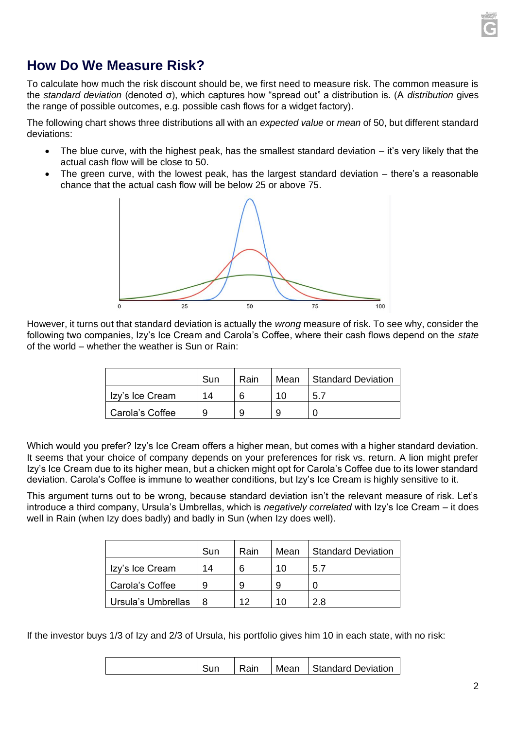# How Do We Measure Risk?

To calculate how much the risk discount should be, we first need to measure risk. The common measure is the *standard deviation* (denoted σ), which captures how "spread out" a distribution is. (A *distribution* gives the range of possible outcomes, e.g. possible cash flows for a widget factory).

The following chart shows three distributions all with an *expected value* or *mean* of 50, but different standard deviations:

- The blue curve, with the highest peak, has the smallest standard deviation – it's very likely that the actual cash flow will be close to 50.
- The green curve, with the lowest peak, has the largest standard deviation – there's a reasonable chance that the actual cash flow will be below 25 or above 75.

However, it turns out that standard deviation is actually the *wrong* measure of risk. To see why, consider the following two companies, Izy's Ice Cream and Carola's Coffee, where their cash flows depend on the *state* of the world – whether the weather is Sun or Rain:

| | Sun | Rain | Mean | Standard Deviation |
|---|---|---|---|---|
| Izy's Ice Cream | 14 | 6 | 10 | 5.7 |
| Carola's Coffee | 9 | 9 | 9 | 0 |

Which would you prefer? Izy's Ice Cream offers a higher mean, but comes with a higher standard deviation. It seems that your choice of company depends on your preferences for risk vs. return. A lion might prefer Izy's Ice Cream due to its higher mean, but a chicken might opt for Carola's Coffee due to its lower standard deviation. Carola's Coffee is immune to weather conditions, but Izy's Ice Cream is highly sensitive to it.

This argument turns out to be wrong, because standard deviation isn't the relevant measure of risk. Let's introduce a third company, Ursula's Umbrellas, which is *negatively correlated* with Izy's Ice Cream – it does well in Rain (when Izy does badly) and badly in Sun (when Izy does well).

| | Sun | Rain | Mean | Standard Deviation |
|---|---|---|---|---|
| Izy's Ice Cream | 14 | 6 | 10 | 5.7 |
| Carola's Coffee | 9 | 9 | 9 | 0 |
| Ursula's Umbrellas | 8 | 12 | 10 | 2.8 |

If the investor buys 1/3 of Izy and 2/3 of Ursula, his portfolio gives him 10 in each state, with no risk:

| | Sun | Rain | Mean | Standard Deviation |
|---|---|---|---|---|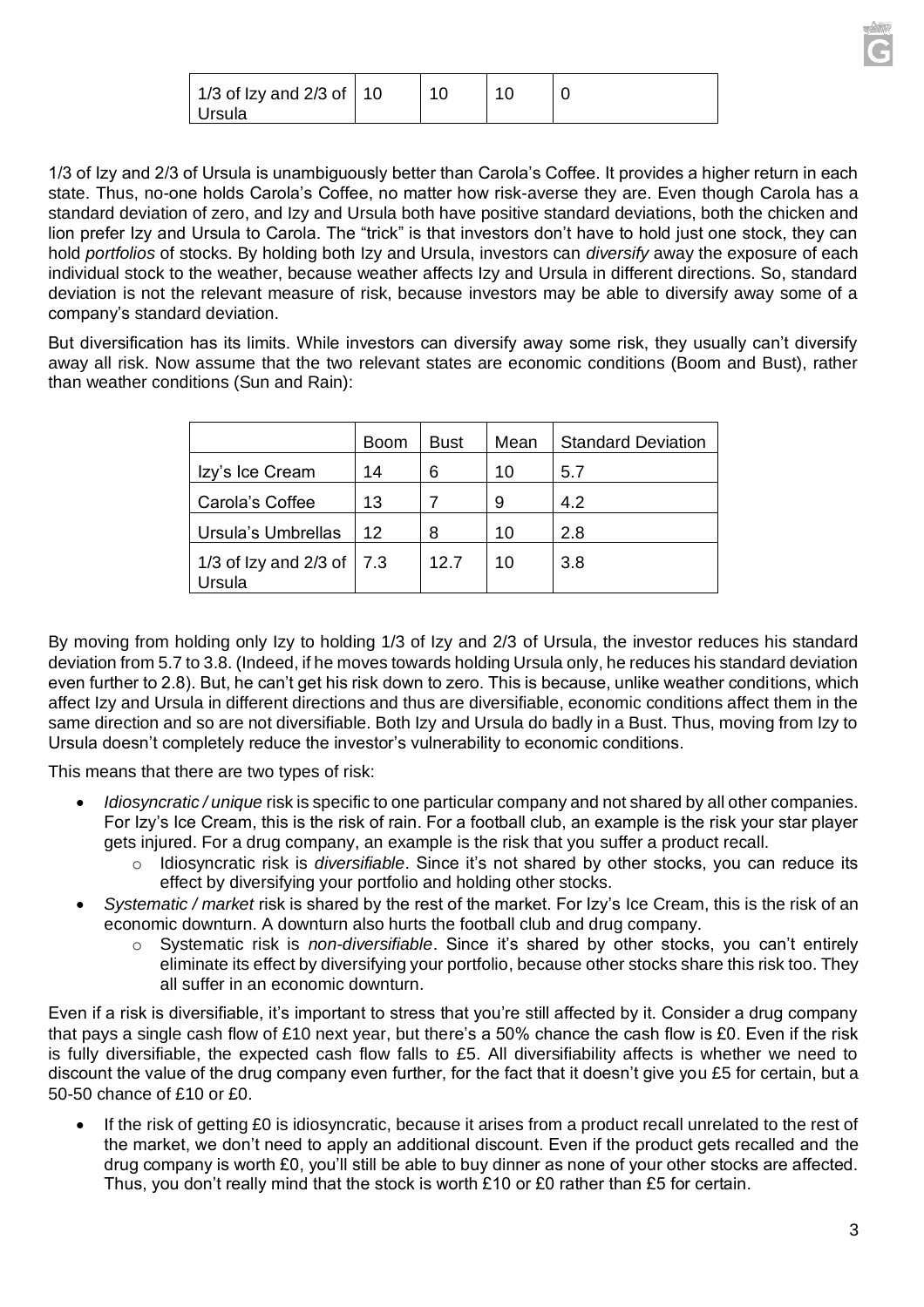| 1/3 of Izy and 2/3 of Ursula | 10 | 10 | 10 | 0 |
|---|---|---|---|---|

1/3 of Izy and 2/3 of Ursula is unambiguously better than Carola's Coffee. It provides a higher return in each state. Thus, no-one holds Carola's Coffee, no matter how risk-averse they are. Even though Carola has a standard deviation of zero, and Izy and Ursula both have positive standard deviations, both the chicken and lion prefer Izy and Ursula to Carola. The "trick" is that investors don't have to hold just one stock, they can hold *portfolios* of stocks. By holding both Izy and Ursula, investors can *diversify* away the exposure of each individual stock to the weather, because weather affects Izy and Ursula in different directions. So, standard deviation is not the relevant measure of risk, because investors may be able to diversify away some of a company's standard deviation.

But diversification has its limits. While investors can diversify away some risk, they usually can't diversify away all risk. Now assume that the two relevant states are economic conditions (Boom and Bust), rather than weather conditions (Sun and Rain):

| | Boom | Bust | Mean | Standard Deviation |
|---|---|---|---|---|
| Izy's Ice Cream | 14 | 6 | 10 | 5.7 |
| Carola's Coffee | 13 | 7 | 9 | 4.2 |
| Ursula's Umbrellas | 12 | 8 | 10 | 2.8 |
| 1/3 of Izy and 2/3 of Ursula | 7.3 | 12.7 | 10 | 3.8 |

By moving from holding only Izy to holding 1/3 of Izy and 2/3 of Ursula, the investor reduces his standard deviation from 5.7 to 3.8. (Indeed, if he moves towards holding Ursula only, he reduces his standard deviation even further to 2.8). But, he can't get his risk down to zero. This is because, unlike weather conditions, which affect Izy and Ursula in different directions and thus are diversifiable, economic conditions affect them in the same direction and so are not diversifiable. Both Izy and Ursula do badly in a Bust. Thus, moving from Izy to Ursula doesn't completely reduce the investor's vulnerability to economic conditions.

This means that there are two types of risk:

- *Idiosyncratic / unique* risk is specific to one particular company and not shared by all other companies. For Izy's Ice Cream, this is the risk of rain. For a football club, an example is the risk your star player gets injured. For a drug company, an example is the risk that you suffer a product recall.
  - Idiosyncratic risk is *diversifiable*. Since it's not shared by other stocks, you can reduce its effect by diversifying your portfolio and holding other stocks.
- *Systematic / market* risk is shared by the rest of the market. For Izy's Ice Cream, this is the risk of an economic downturn. A downturn also hurts the football club and drug company.
  - Systematic risk is *non-diversifiable*. Since it's shared by other stocks, you can't entirely eliminate its effect by diversifying your portfolio, because other stocks share this risk too. They all suffer in an economic downturn.

Even if a risk is diversifiable, it's important to stress that you're still affected by it. Consider a drug company that pays a single cash flow of £10 next year, but there's a 50% chance the cash flow is £0. Even if the risk is fully diversifiable, the expected cash flow falls to £5. All diversifiability affects is whether we need to discount the value of the drug company even further, for the fact that it doesn't give you £5 for certain, but a 50-50 chance of £10 or £0.

- If the risk of getting £0 is idiosyncratic, because it arises from a product recall unrelated to the rest of the market, we don't need to apply an additional discount. Even if the product gets recalled and the drug company is worth £0, you'll still be able to buy dinner as none of your other stocks are affected. Thus, you don't really mind that the stock is worth £10 or £0 rather than £5 for certain.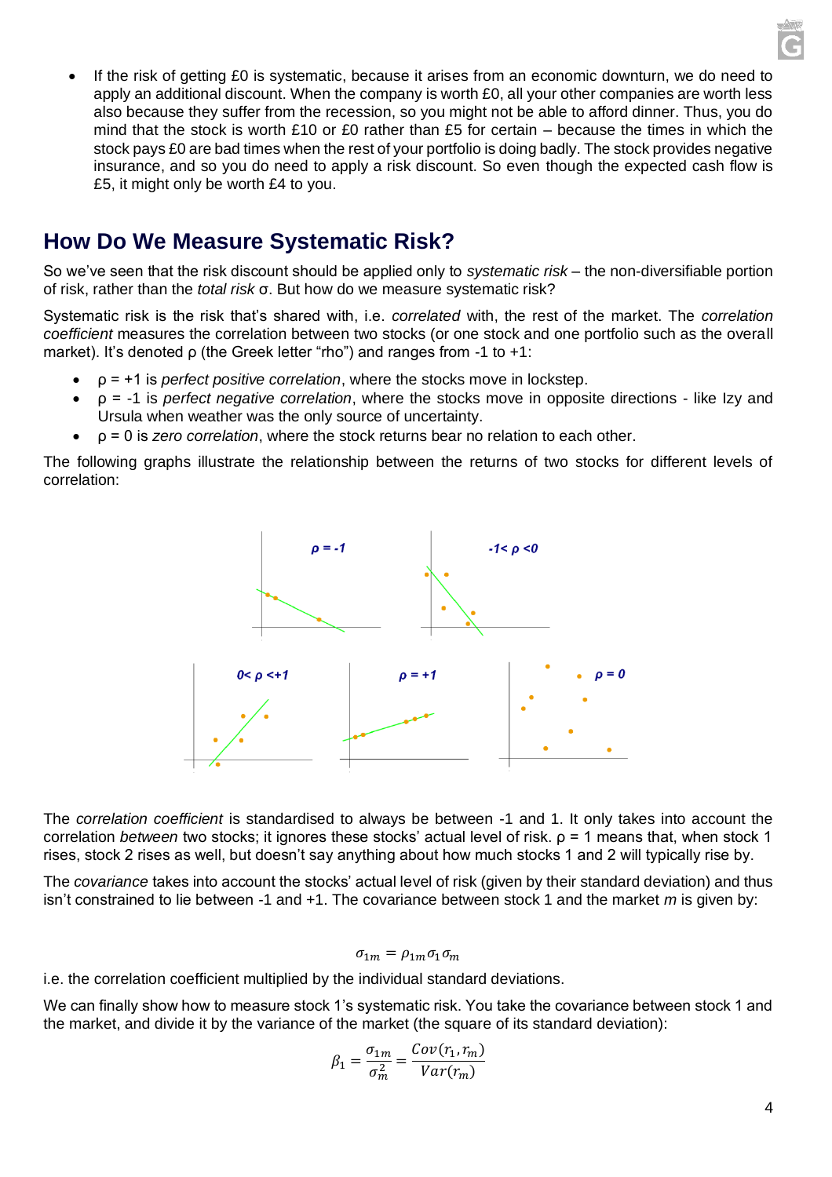- If the risk of getting £0 is systematic, because it arises from an economic downturn, we do need to apply an additional discount. When the company is worth £0, all your other companies are worth less also because they suffer from the recession, so you might not be able to afford dinner. Thus, you do mind that the stock is worth £10 or £0 rather than £5 for certain – because the times in which the stock pays £0 are bad times when the rest of your portfolio is doing badly. The stock provides negative insurance, and so you do need to apply a risk discount. So even though the expected cash flow is £5, it might only be worth £4 to you.

## How Do We Measure Systematic Risk?

So we've seen that the risk discount should be applied only to *systematic risk* – the non-diversifiable portion of risk, rather than the *total risk* σ. But how do we measure systematic risk?

Systematic risk is the risk that's shared with, i.e. *correlated* with, the rest of the market. The *correlation coefficient* measures the correlation between two stocks (or one stock and one portfolio such as the overall market). It's denoted ρ (the Greek letter "rho") and ranges from -1 to +1:

- ρ = +1 is *perfect positive correlation*, where the stocks move in lockstep.
- ρ = -1 is *perfect negative correlation*, where the stocks move in opposite directions - like Izy and Ursula when weather was the only source of uncertainty.
- ρ = 0 is *zero correlation*, where the stock returns bear no relation to each other.

The following graphs illustrate the relationship between the returns of two stocks for different levels of correlation:

ρ = -1 | -1< ρ <0 | 0< ρ <+1 | ρ = +1 | ρ = 0

The *correlation coefficient* is standardised to always be between -1 and 1. It only takes into account the correlation *between* two stocks; it ignores these stocks' actual level of risk. ρ = 1 means that, when stock 1 rises, stock 2 rises as well, but doesn't say anything about how much stocks 1 and 2 will typically rise by.

The *covariance* takes into account the stocks' actual level of risk (given by their standard deviation) and thus isn't constrained to lie between -1 and +1. The covariance between stock 1 and the market *m* is given by:

$$\sigma_{1m} = \rho_{1m}\sigma_1\sigma_m$$

i.e. the correlation coefficient multiplied by the individual standard deviations.

We can finally show how to measure stock 1's systematic risk. You take the covariance between stock 1 and the market, and divide it by the variance of the market (the square of its standard deviation):

$$\beta_1 = \frac{\sigma_{1m}}{\sigma_m^2} = \frac{Cov(r_1, r_m)}{Var(r_m)}$$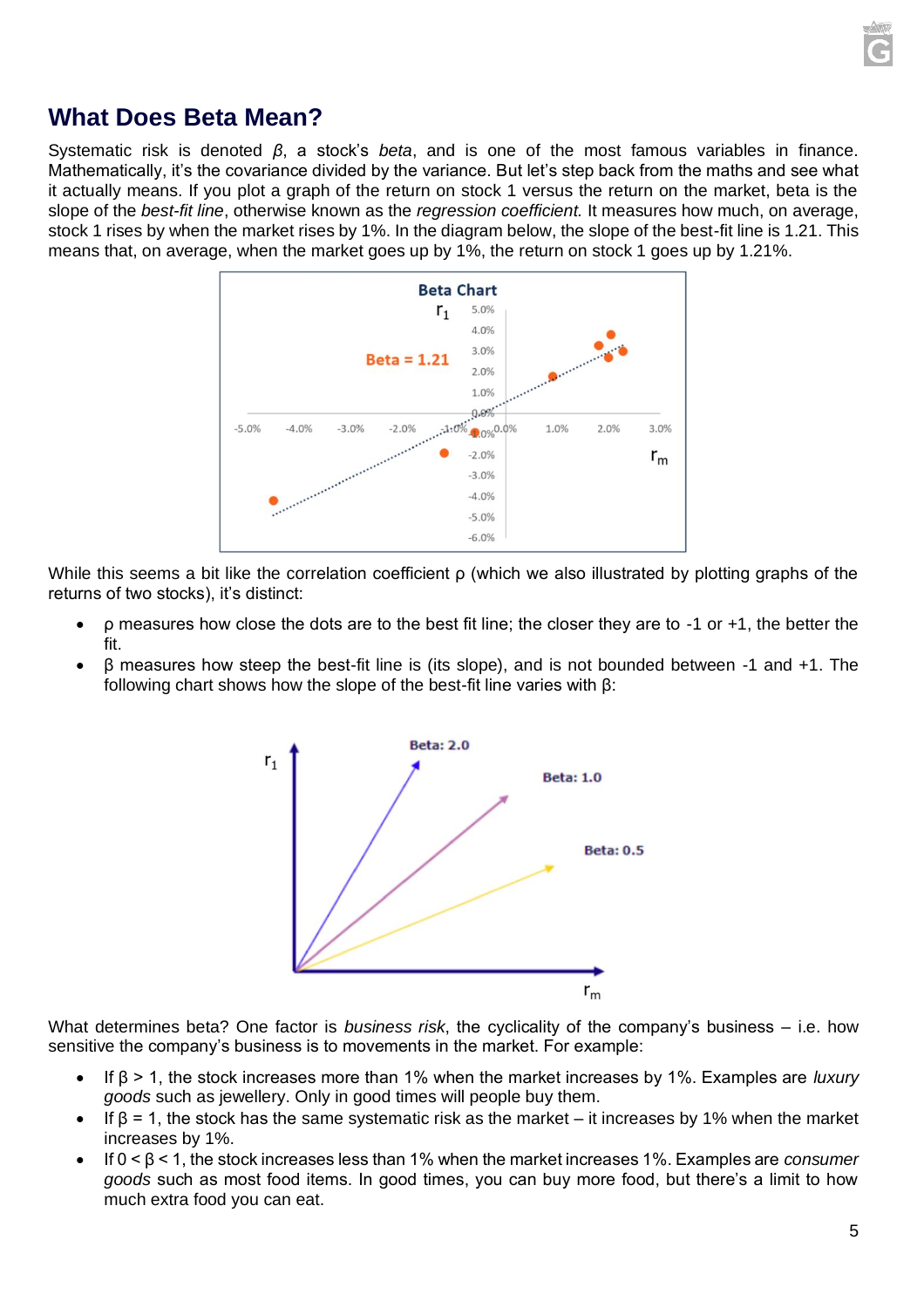## What Does Beta Mean?

Systematic risk is denoted $\beta$, a stock's *beta*, and is one of the most famous variables in finance. Mathematically, it's the covariance divided by the variance. But let's step back from the maths and see what it actually means. If you plot a graph of the return on stock 1 versus the return on the market, beta is the slope of the *best-fit line*, otherwise known as the *regression coefficient.* It measures how much, on average, stock 1 rises by when the market rises by 1%. In the diagram below, the slope of the best-fit line is 1.21. This means that, on average, when the market goes up by 1%, the return on stock 1 goes up by 1.21%.

While this seems a bit like the correlation coefficient $\rho$ (which we also illustrated by plotting graphs of the returns of two stocks), it's distinct:

- $\rho$ measures how close the dots are to the best fit line; the closer they are to -1 or +1, the better the fit.
- $\beta$ measures how steep the best-fit line is (its slope), and is not bounded between -1 and +1. The following chart shows how the slope of the best-fit line varies with $\beta$:

What determines beta? One factor is *business risk*, the cyclicality of the company's business – i.e. how sensitive the company's business is to movements in the market. For example:

- If $\beta > 1$, the stock increases more than 1% when the market increases by 1%. Examples are *luxury goods* such as jewellery. Only in good times will people buy them.
- If $\beta = 1$, the stock has the same systematic risk as the market – it increases by 1% when the market increases by 1%.
- If $0 < \beta < 1$, the stock increases less than 1% when the market increases 1%. Examples are *consumer goods* such as most food items. In good times, you can buy more food, but there's a limit to how much extra food you can eat.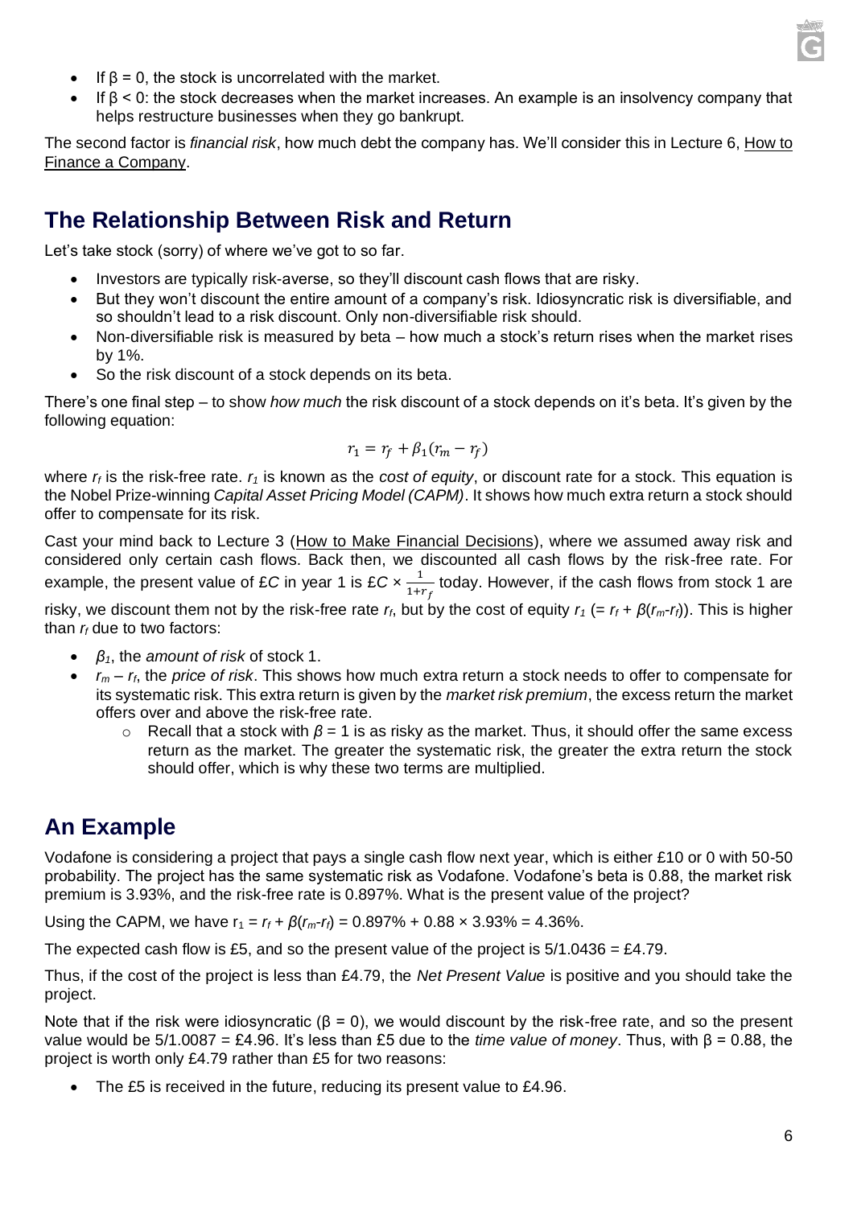- If $\beta = 0$, the stock is uncorrelated with the market.
- If $\beta < 0$: the stock decreases when the market increases. An example is an insolvency company that helps restructure businesses when they go bankrupt.

The second factor is *financial risk*, how much debt the company has. We'll consider this in Lecture 6, How to Finance a Company.

## The Relationship Between Risk and Return

Let's take stock (sorry) of where we've got to so far.

- Investors are typically risk-averse, so they'll discount cash flows that are risky.
- But they won't discount the entire amount of a company's risk. Idiosyncratic risk is diversifiable, and so shouldn't lead to a risk discount. Only non-diversifiable risk should.
- Non-diversifiable risk is measured by beta – how much a stock's return rises when the market rises by 1%.
- So the risk discount of a stock depends on its beta.

There's one final step – to show *how much* the risk discount of a stock depends on it's beta. It's given by the following equation:

$$r_1 = r_f + \beta_1(r_m - r_f)$$

where $r_f$ is the risk-free rate. $r_1$ is known as the *cost of equity*, or discount rate for a stock. This equation is the Nobel Prize-winning *Capital Asset Pricing Model (CAPM)*. It shows how much extra return a stock should offer to compensate for its risk.

Cast your mind back to Lecture 3 (How to Make Financial Decisions), where we assumed away risk and considered only certain cash flows. Back then, we discounted all cash flows by the risk-free rate. For example, the present value of £*C* in year 1 is £*C* × $\frac{1}{1+r_f}$ today. However, if the cash flows from stock 1 are risky, we discount them not by the risk-free rate $r_f$, but by the cost of equity $r_1$ (= $r_f + \beta(r_m - r_f)$). This is higher than $r_f$ due to two factors:

- $\beta_1$, the *amount of risk* of stock 1.
- $r_m - r_f$, the *price of risk*. This shows how much extra return a stock needs to offer to compensate for its systematic risk. This extra return is given by the *market risk premium*, the excess return the market offers over and above the risk-free rate.
    - Recall that a stock with $\beta = 1$ is as risky as the market. Thus, it should offer the same excess return as the market. The greater the systematic risk, the greater the extra return the stock should offer, which is why these two terms are multiplied.

## An Example

Vodafone is considering a project that pays a single cash flow next year, which is either £10 or 0 with 50-50 probability. The project has the same systematic risk as Vodafone. Vodafone's beta is 0.88, the market risk premium is 3.93%, and the risk-free rate is 0.897%. What is the present value of the project?

Using the CAPM, we have $r_1 = r_f + \beta(r_m - r_f) = 0.897\% + 0.88 \times 3.93\% = 4.36\%$.

The expected cash flow is £5, and so the present value of the project is 5/1.0436 = £4.79.

Thus, if the cost of the project is less than £4.79, the *Net Present Value* is positive and you should take the project.

Note that if the risk were idiosyncratic ($\beta = 0$), we would discount by the risk-free rate, and so the present value would be 5/1.0087 = £4.96. It's less than £5 due to the *time value of money*. Thus, with $\beta = 0.88$, the project is worth only £4.79 rather than £5 for two reasons:

- The £5 is received in the future, reducing its present value to £4.96.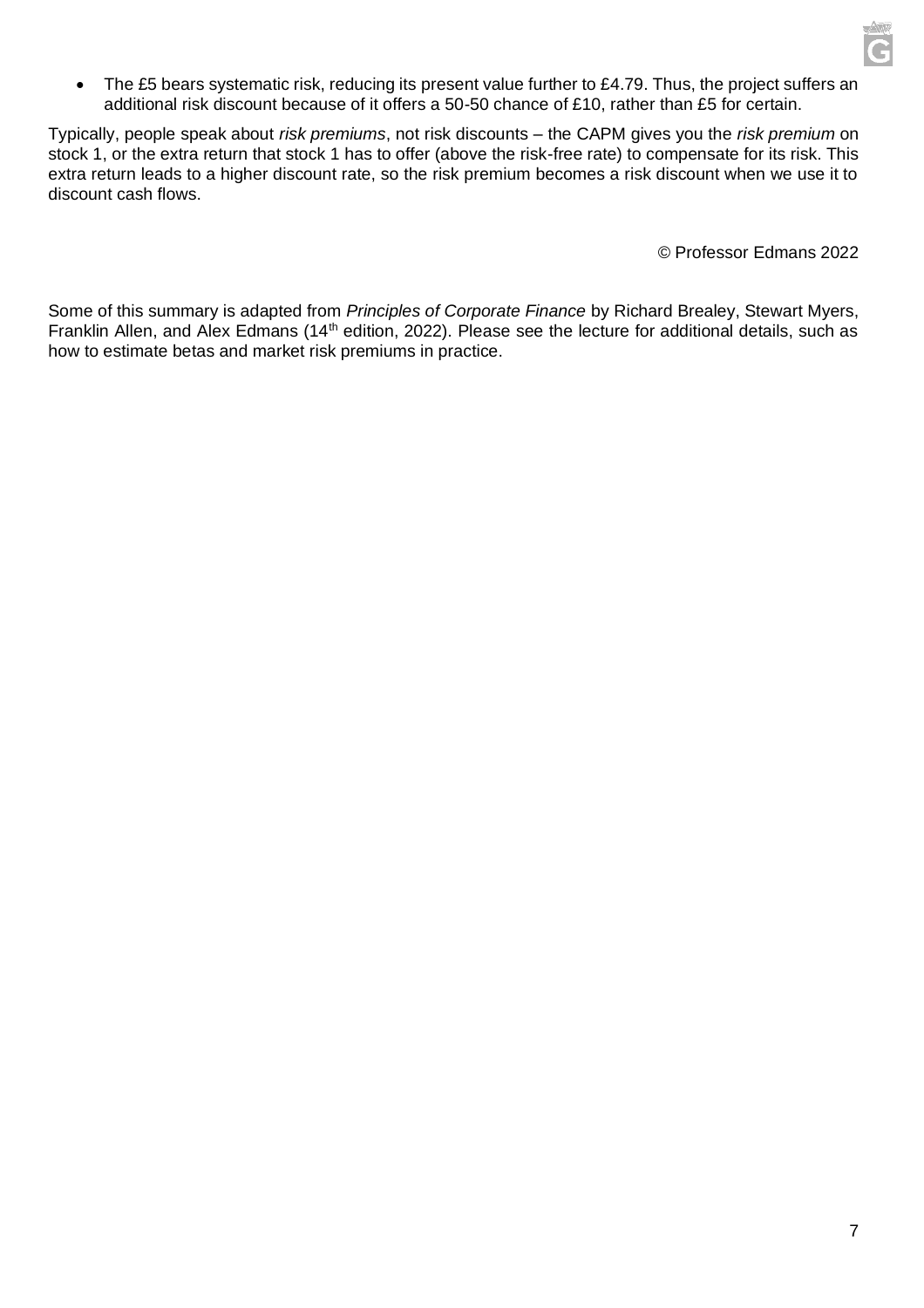- The £5 bears systematic risk, reducing its present value further to £4.79. Thus, the project suffers an additional risk discount because of it offers a 50-50 chance of £10, rather than £5 for certain.

Typically, people speak about *risk premiums*, not risk discounts – the CAPM gives you the *risk premium* on stock 1, or the extra return that stock 1 has to offer (above the risk-free rate) to compensate for its risk. This extra return leads to a higher discount rate, so the risk premium becomes a risk discount when we use it to discount cash flows.

© Professor Edmans 2022

Some of this summary is adapted from *Principles of Corporate Finance* by Richard Brealey, Stewart Myers, Franklin Allen, and Alex Edmans (14th edition, 2022). Please see the lecture for additional details, such as how to estimate betas and market risk premiums in practice.